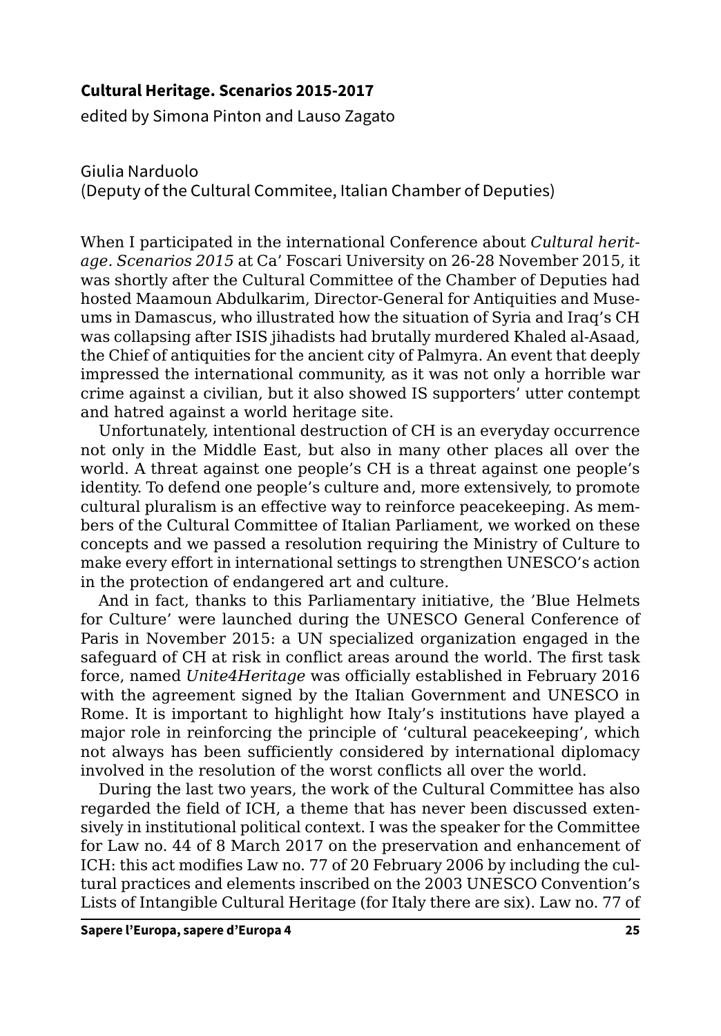**Cultural Heritage. Scenarios 2015-2017**

edited by Simona Pinton and Lauso Zagato

Giulia Narduolo
(Deputy of the Cultural Commitee, Italian Chamber of Deputies)

When I participated in the international Conference about *Cultural heritage. Scenarios 2015* at Ca' Foscari University on 26-28 November 2015, it was shortly after the Cultural Committee of the Chamber of Deputies had hosted Maamoun Abdulkarim, Director-General for Antiquities and Museums in Damascus, who illustrated how the situation of Syria and Iraq's CH was collapsing after ISIS jihadists had brutally murdered Khaled al-Asaad, the Chief of antiquities for the ancient city of Palmyra. An event that deeply impressed the international community, as it was not only a horrible war crime against a civilian, but it also showed IS supporters' utter contempt and hatred against a world heritage site.

Unfortunately, intentional destruction of CH is an everyday occurrence not only in the Middle East, but also in many other places all over the world. A threat against one people's CH is a threat against one people's identity. To defend one people's culture and, more extensively, to promote cultural pluralism is an effective way to reinforce peacekeeping. As members of the Cultural Committee of Italian Parliament, we worked on these concepts and we passed a resolution requiring the Ministry of Culture to make every effort in international settings to strengthen UNESCO's action in the protection of endangered art and culture.

And in fact, thanks to this Parliamentary initiative, the 'Blue Helmets for Culture' were launched during the UNESCO General Conference of Paris in November 2015: a UN specialized organization engaged in the safeguard of CH at risk in conflict areas around the world. The first task force, named *Unite4Heritage* was officially established in February 2016 with the agreement signed by the Italian Government and UNESCO in Rome. It is important to highlight how Italy's institutions have played a major role in reinforcing the principle of 'cultural peacekeeping', which not always has been sufficiently considered by international diplomacy involved in the resolution of the worst conflicts all over the world.

During the last two years, the work of the Cultural Committee has also regarded the field of ICH, a theme that has never been discussed extensively in institutional political context. I was the speaker for the Committee for Law no. 44 of 8 March 2017 on the preservation and enhancement of ICH: this act modifies Law no. 77 of 20 February 2006 by including the cultural practices and elements inscribed on the 2003 UNESCO Convention's Lists of Intangible Cultural Heritage (for Italy there are six). Law no. 77 of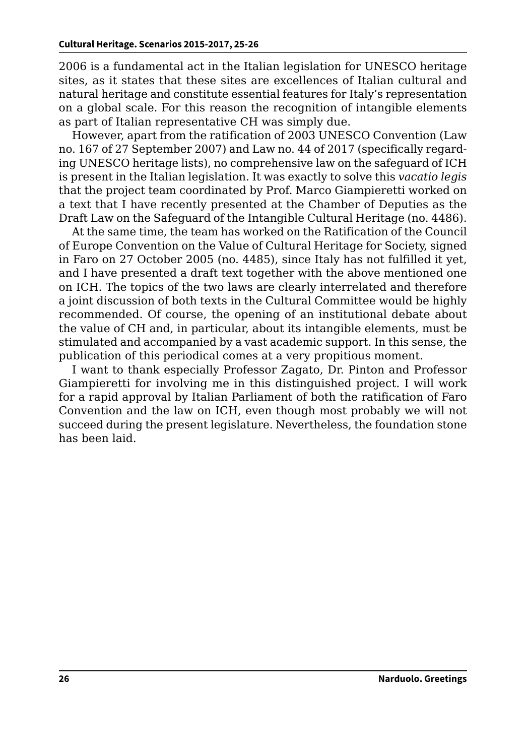2006 is a fundamental act in the Italian legislation for UNESCO heritage sites, as it states that these sites are excellences of Italian cultural and natural heritage and constitute essential features for Italy's representation on a global scale. For this reason the recognition of intangible elements as part of Italian representative CH was simply due.

However, apart from the ratification of 2003 UNESCO Convention (Law no. 167 of 27 September 2007) and Law no. 44 of 2017 (specifically regarding UNESCO heritage lists), no comprehensive law on the safeguard of ICH is present in the Italian legislation. It was exactly to solve this *vacatio legis* that the project team coordinated by Prof. Marco Giampieretti worked on a text that I have recently presented at the Chamber of Deputies as the Draft Law on the Safeguard of the Intangible Cultural Heritage (no. 4486).

At the same time, the team has worked on the Ratification of the Council of Europe Convention on the Value of Cultural Heritage for Society, signed in Faro on 27 October 2005 (no. 4485), since Italy has not fulfilled it yet, and I have presented a draft text together with the above mentioned one on ICH. The topics of the two laws are clearly interrelated and therefore a joint discussion of both texts in the Cultural Committee would be highly recommended. Of course, the opening of an institutional debate about the value of CH and, in particular, about its intangible elements, must be stimulated and accompanied by a vast academic support. In this sense, the publication of this periodical comes at a very propitious moment.

I want to thank especially Professor Zagato, Dr. Pinton and Professor Giampieretti for involving me in this distinguished project. I will work for a rapid approval by Italian Parliament of both the ratification of Faro Convention and the law on ICH, even though most probably we will not succeed during the present legislature. Nevertheless, the foundation stone has been laid.